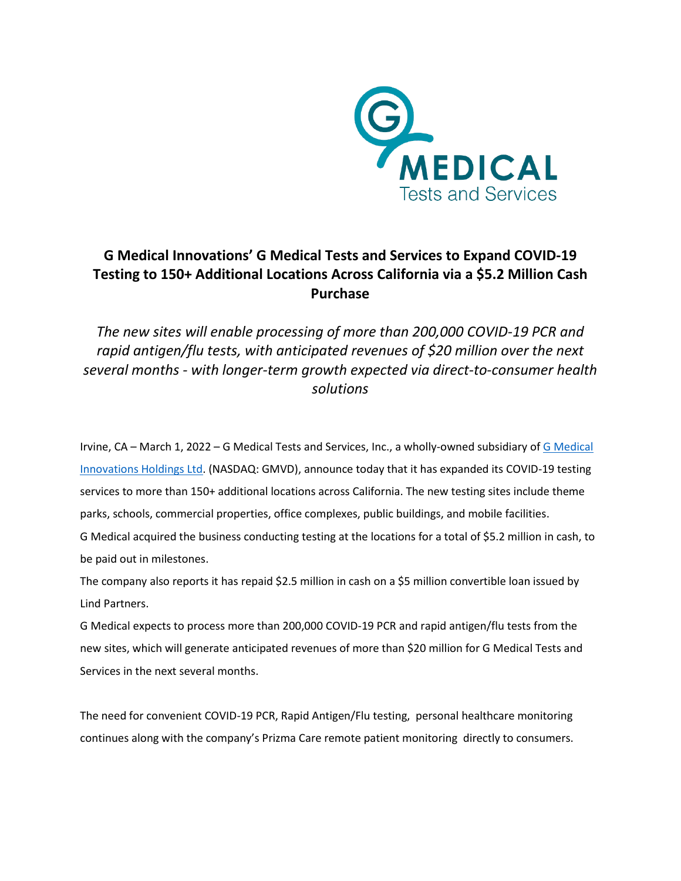# G Medical Innovations' G Medical Tests and Services to Expand COVID-19 Testing to 150+ Additional Locations Across California via a $5.2 Million Cash Purchase

*The new sites will enable processing of more than 200,000 COVID-19 PCR and rapid antigen/flu tests, with anticipated revenues of $20 million over the next several months - with longer-term growth expected via direct-to-consumer health solutions*

Irvine, CA – March 1, 2022 – G Medical Tests and Services, Inc., a wholly-owned subsidiary of [G Medical Innovations Holdings Ltd](). (NASDAQ: GMVD), announce today that it has expanded its COVID-19 testing services to more than 150+ additional locations across California. The new testing sites include theme parks, schools, commercial properties, office complexes, public buildings, and mobile facilities.

G Medical acquired the business conducting testing at the locations for a total of $5.2 million in cash, to be paid out in milestones.

The company also reports it has repaid $2.5 million in cash on a $5 million convertible loan issued by Lind Partners.

G Medical expects to process more than 200,000 COVID-19 PCR and rapid antigen/flu tests from the new sites, which will generate anticipated revenues of more than $20 million for G Medical Tests and Services in the next several months.

The need for convenient COVID-19 PCR, Rapid Antigen/Flu testing, personal healthcare monitoring continues along with the company's Prizma Care remote patient monitoring directly to consumers.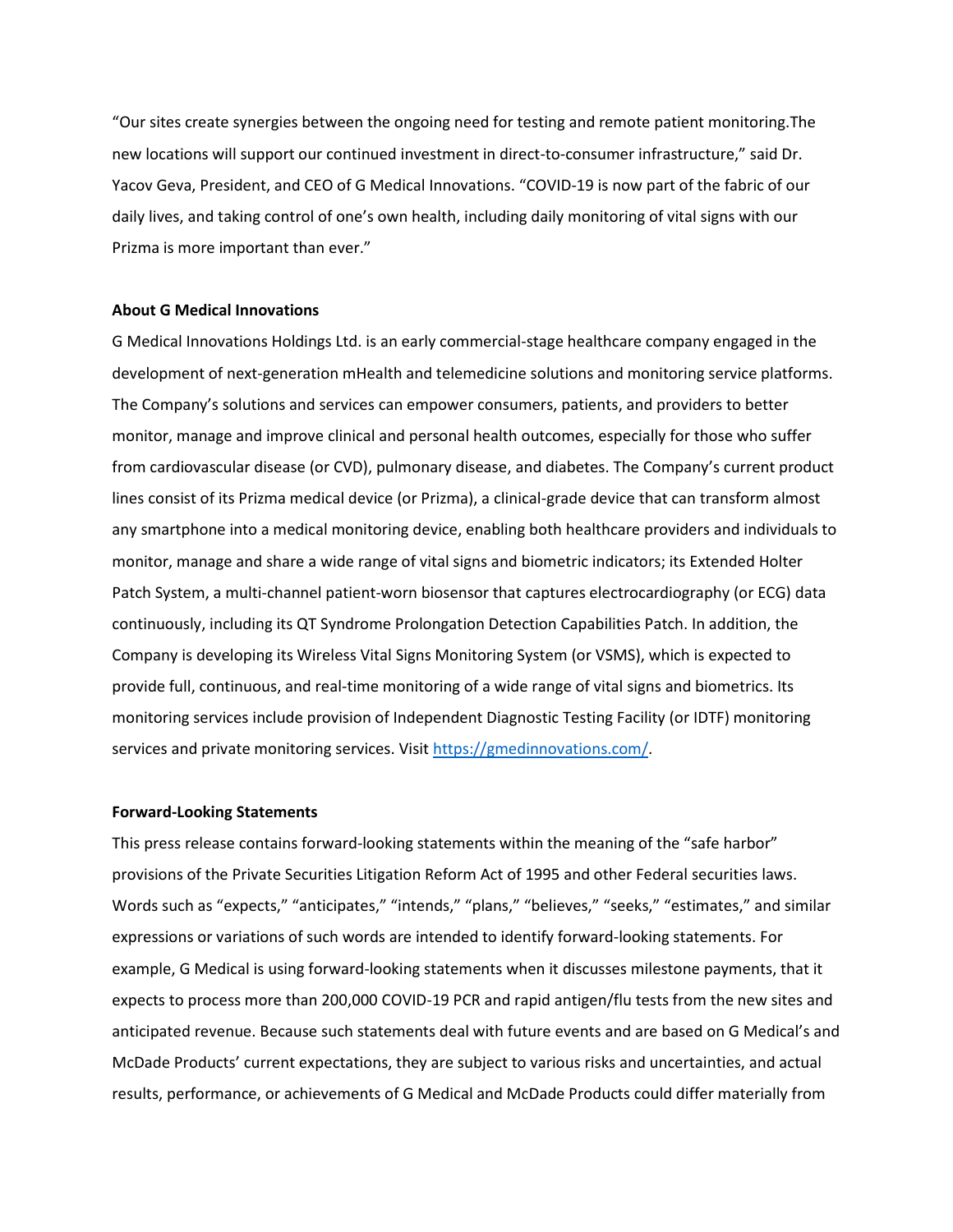"Our sites create synergies between the ongoing need for testing and remote patient monitoring.The new locations will support our continued investment in direct-to-consumer infrastructure," said Dr. Yacov Geva, President, and CEO of G Medical Innovations. "COVID-19 is now part of the fabric of our daily lives, and taking control of one's own health, including daily monitoring of vital signs with our Prizma is more important than ever."

**About G Medical Innovations**

G Medical Innovations Holdings Ltd. is an early commercial-stage healthcare company engaged in the development of next-generation mHealth and telemedicine solutions and monitoring service platforms. The Company's solutions and services can empower consumers, patients, and providers to better monitor, manage and improve clinical and personal health outcomes, especially for those who suffer from cardiovascular disease (or CVD), pulmonary disease, and diabetes. The Company's current product lines consist of its Prizma medical device (or Prizma), a clinical-grade device that can transform almost any smartphone into a medical monitoring device, enabling both healthcare providers and individuals to monitor, manage and share a wide range of vital signs and biometric indicators; its Extended Holter Patch System, a multi-channel patient-worn biosensor that captures electrocardiography (or ECG) data continuously, including its QT Syndrome Prolongation Detection Capabilities Patch. In addition, the Company is developing its Wireless Vital Signs Monitoring System (or VSMS), which is expected to provide full, continuous, and real-time monitoring of a wide range of vital signs and biometrics. Its monitoring services include provision of Independent Diagnostic Testing Facility (or IDTF) monitoring services and private monitoring services. Visit [https://gmedinnovations.com/](https://gmedinnovations.com/).

**Forward-Looking Statements**

This press release contains forward-looking statements within the meaning of the "safe harbor" provisions of the Private Securities Litigation Reform Act of 1995 and other Federal securities laws. Words such as "expects," "anticipates," "intends," "plans," "believes," "seeks," "estimates," and similar expressions or variations of such words are intended to identify forward-looking statements. For example, G Medical is using forward-looking statements when it discusses milestone payments, that it expects to process more than 200,000 COVID-19 PCR and rapid antigen/flu tests from the new sites and anticipated revenue. Because such statements deal with future events and are based on G Medical's and McDade Products' current expectations, they are subject to various risks and uncertainties, and actual results, performance, or achievements of G Medical and McDade Products could differ materially from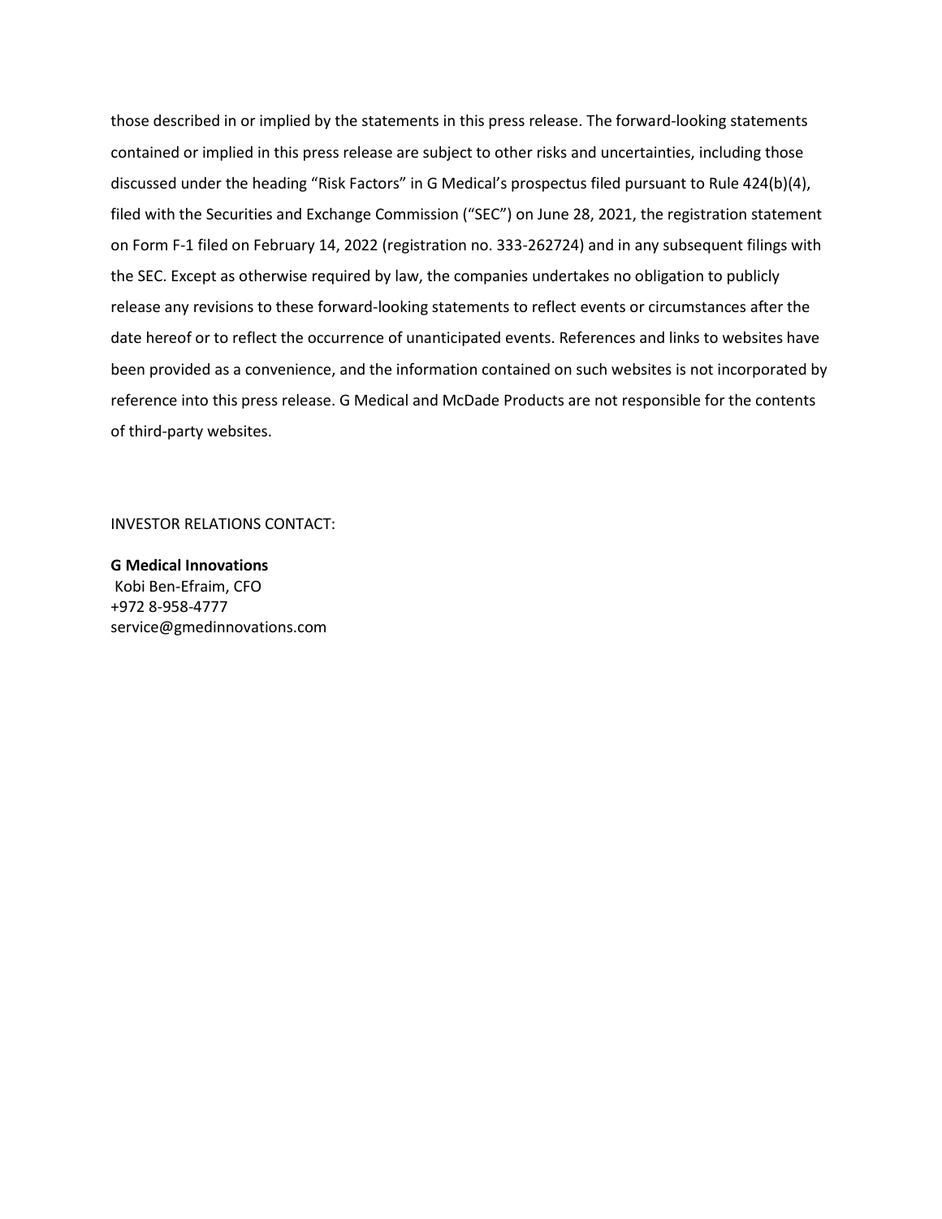those described in or implied by the statements in this press release. The forward-looking statements contained or implied in this press release are subject to other risks and uncertainties, including those discussed under the heading "Risk Factors" in G Medical's prospectus filed pursuant to Rule 424(b)(4), filed with the Securities and Exchange Commission ("SEC") on June 28, 2021, the registration statement on Form F-1 filed on February 14, 2022 (registration no. 333-262724) and in any subsequent filings with the SEC. Except as otherwise required by law, the companies undertakes no obligation to publicly release any revisions to these forward-looking statements to reflect events or circumstances after the date hereof or to reflect the occurrence of unanticipated events. References and links to websites have been provided as a convenience, and the information contained on such websites is not incorporated by reference into this press release. G Medical and McDade Products are not responsible for the contents of third-party websites.

INVESTOR RELATIONS CONTACT:

**G Medical Innovations**
Kobi Ben-Efraim, CFO
+972 8-958-4777
service@gmedinnovations.com